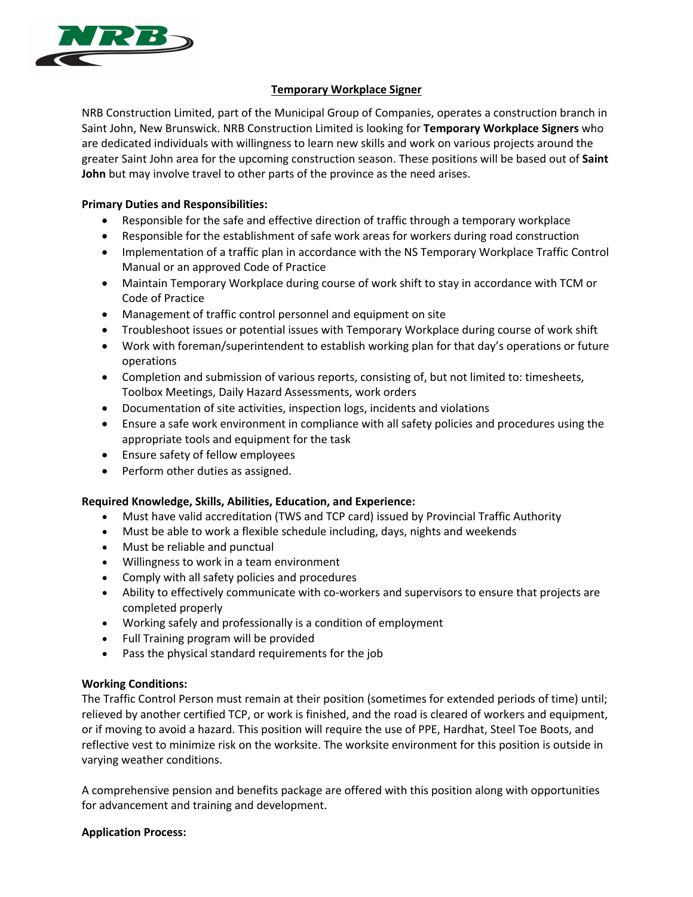# Temporary Workplace Signer

NRB Construction Limited, part of the Municipal Group of Companies, operates a construction branch in Saint John, New Brunswick. NRB Construction Limited is looking for **Temporary Workplace Signers** who are dedicated individuals with willingness to learn new skills and work on various projects around the greater Saint John area for the upcoming construction season. These positions will be based out of **Saint John** but may involve travel to other parts of the province as the need arises.

**Primary Duties and Responsibilities:**

- Responsible for the safe and effective direction of traffic through a temporary workplace
- Responsible for the establishment of safe work areas for workers during road construction
- Implementation of a traffic plan in accordance with the NS Temporary Workplace Traffic Control Manual or an approved Code of Practice
- Maintain Temporary Workplace during course of work shift to stay in accordance with TCM or Code of Practice
- Management of traffic control personnel and equipment on site
- Troubleshoot issues or potential issues with Temporary Workplace during course of work shift
- Work with foreman/superintendent to establish working plan for that day's operations or future operations
- Completion and submission of various reports, consisting of, but not limited to: timesheets, Toolbox Meetings, Daily Hazard Assessments, work orders
- Documentation of site activities, inspection logs, incidents and violations
- Ensure a safe work environment in compliance with all safety policies and procedures using the appropriate tools and equipment for the task
- Ensure safety of fellow employees
- Perform other duties as assigned.

**Required Knowledge, Skills, Abilities, Education, and Experience:**

- Must have valid accreditation (TWS and TCP card) issued by Provincial Traffic Authority
- Must be able to work a flexible schedule including, days, nights and weekends
- Must be reliable and punctual
- Willingness to work in a team environment
- Comply with all safety policies and procedures
- Ability to effectively communicate with co-workers and supervisors to ensure that projects are completed properly
- Working safely and professionally is a condition of employment
- Full Training program will be provided
- Pass the physical standard requirements for the job

**Working Conditions:**

The Traffic Control Person must remain at their position (sometimes for extended periods of time) until; relieved by another certified TCP, or work is finished, and the road is cleared of workers and equipment, or if moving to avoid a hazard. This position will require the use of PPE, Hardhat, Steel Toe Boots, and reflective vest to minimize risk on the worksite. The worksite environment for this position is outside in varying weather conditions.

A comprehensive pension and benefits package are offered with this position along with opportunities for advancement and training and development.

**Application Process:**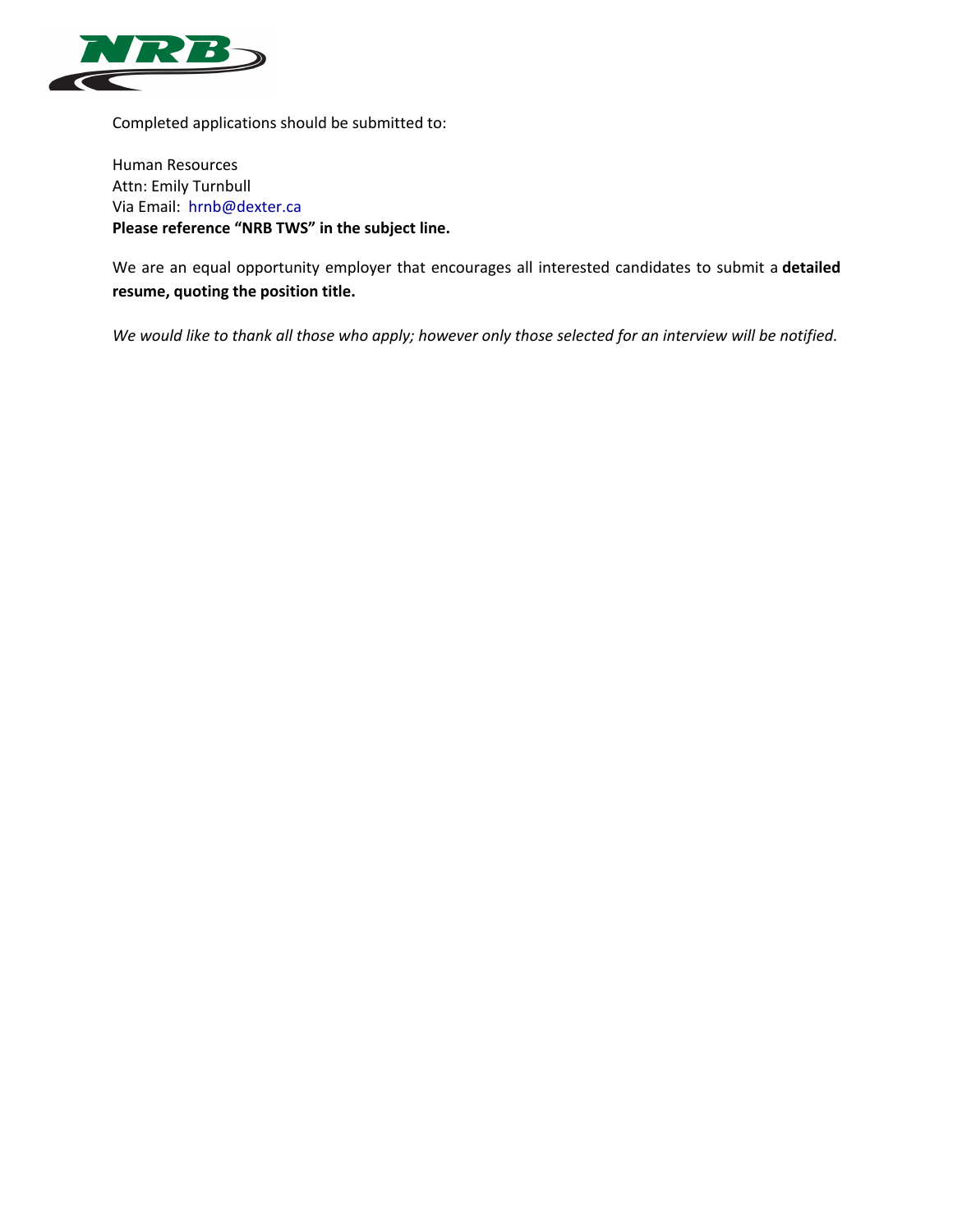Completed applications should be submitted to:

Human Resources
Attn: Emily Turnbull
Via Email: hrnb@dexter.ca
**Please reference "NRB TWS" in the subject line.**

We are an equal opportunity employer that encourages all interested candidates to submit a **detailed resume, quoting the position title.**

*We would like to thank all those who apply; however only those selected for an interview will be notified.*